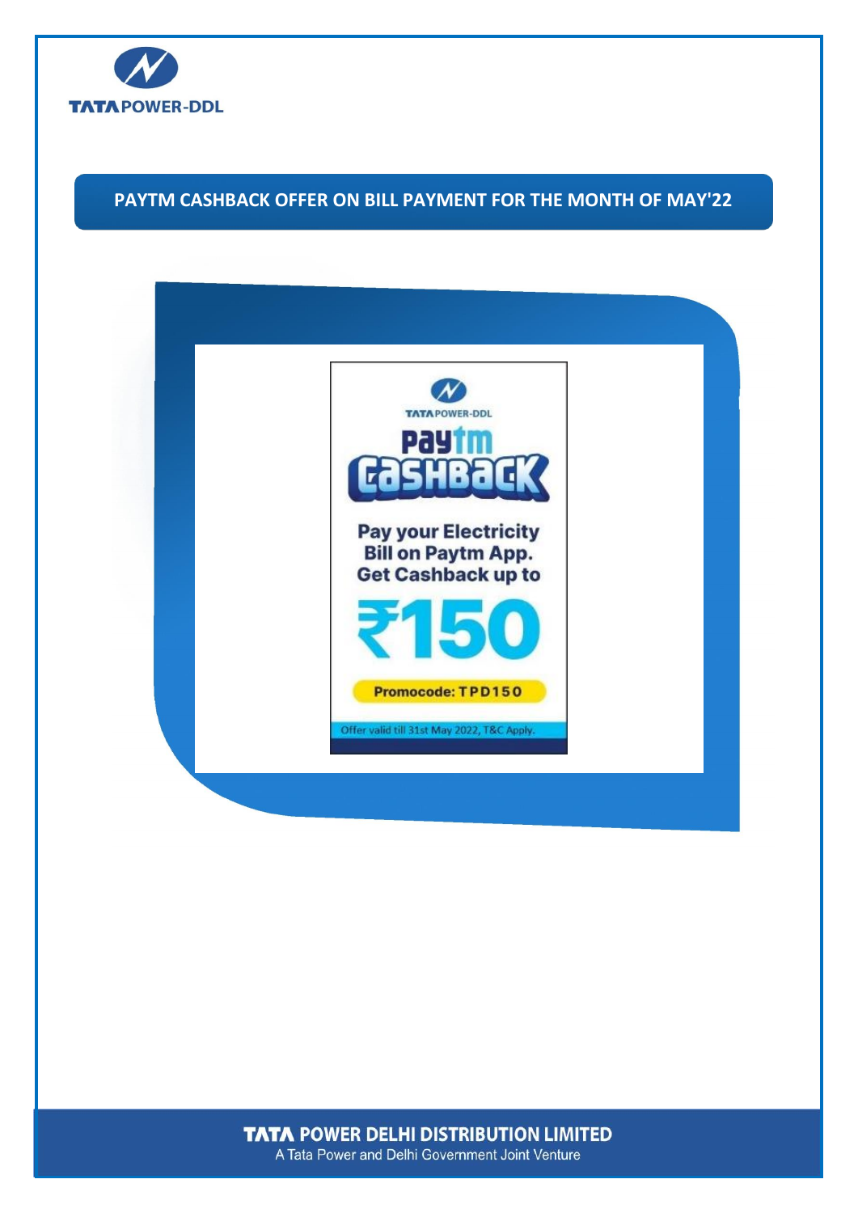# PAYTM CASHBACK OFFER ON BILL PAYMENT FOR THE MONTH OF MAY'22

TATA POWER-DDL

Paytm Cashback

Pay your Electricity Bill on Paytm App. Get Cashback up to

₹150

Promocode: TPD150

Offer valid till 31st May 2022, T&C Apply.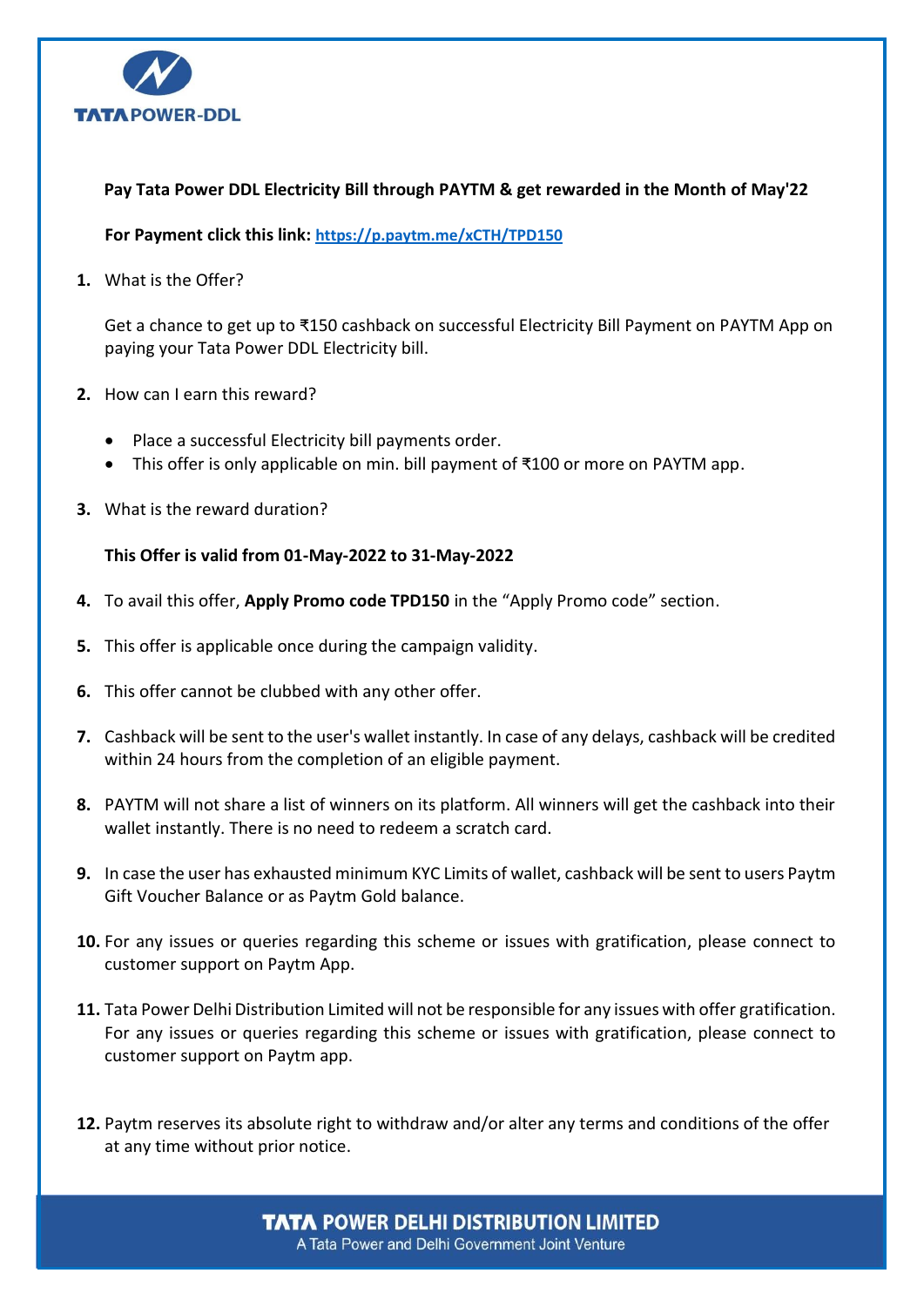TATA POWER-DDL

**Pay Tata Power DDL Electricity Bill through PAYTM & get rewarded in the Month of May'22**

**For Payment click this link:** https://p.paytm.me/xCTH/TPD150

1. What is the Offer?

   Get a chance to get up to ₹150 cashback on successful Electricity Bill Payment on PAYTM App on paying your Tata Power DDL Electricity bill.

2. How can I earn this reward?

   - Place a successful Electricity bill payments order.
   - This offer is only applicable on min. bill payment of ₹100 or more on PAYTM app.

3. What is the reward duration?

   **This Offer is valid from 01-May-2022 to 31-May-2022**

4. To avail this offer, **Apply Promo code TPD150** in the "Apply Promo code" section.

5. This offer is applicable once during the campaign validity.

6. This offer cannot be clubbed with any other offer.

7. Cashback will be sent to the user's wallet instantly. In case of any delays, cashback will be credited within 24 hours from the completion of an eligible payment.

8. PAYTM will not share a list of winners on its platform. All winners will get the cashback into their wallet instantly. There is no need to redeem a scratch card.

9. In case the user has exhausted minimum KYC Limits of wallet, cashback will be sent to users Paytm Gift Voucher Balance or as Paytm Gold balance.

10. For any issues or queries regarding this scheme or issues with gratification, please connect to customer support on Paytm App.

11. Tata Power Delhi Distribution Limited will not be responsible for any issues with offer gratification. For any issues or queries regarding this scheme or issues with gratification, please connect to customer support on Paytm app.

12. Paytm reserves its absolute right to withdraw and/or alter any terms and conditions of the offer at any time without prior notice.

TATA POWER DELHI DISTRIBUTION LIMITED

A Tata Power and Delhi Government Joint Venture